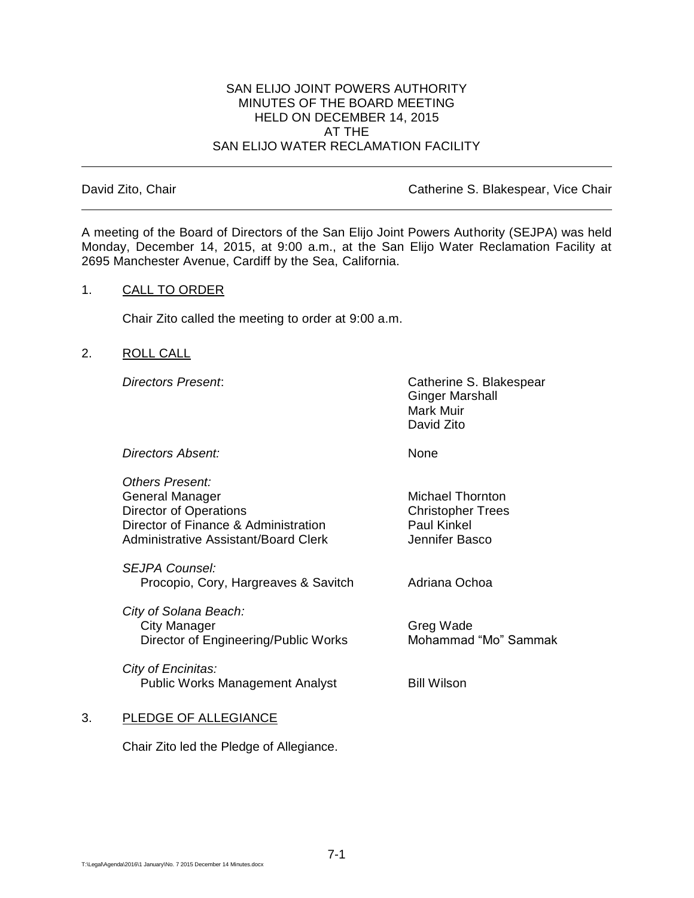# SAN ELIJO JOINT POWERS AUTHORITY
## MINUTES OF THE BOARD MEETING
## HELD ON DECEMBER 14, 2015
## AT THE
## SAN ELIJO WATER RECLAMATION FACILITY

---

David Zito, Chair | Catherine S. Blakespear, Vice Chair

---

A meeting of the Board of Directors of the San Elijo Joint Powers Authority (SEJPA) was held Monday, December 14, 2015, at 9:00 a.m., at the San Elijo Water Reclamation Facility at 2695 Manchester Avenue, Cardiff by the Sea, California.

1. CALL TO ORDER

   Chair Zito called the meeting to order at 9:00 a.m.

2. ROLL CALL

   *Directors Present*: Catherine S. Blakespear, Ginger Marshall, Mark Muir, David Zito

   *Directors Absent:* None

   *Others Present:*

   | | |
   |---|---|
   | General Manager | Michael Thornton |
   | Director of Operations | Christopher Trees |
   | Director of Finance & Administration | Paul Kinkel |
   | Administrative Assistant/Board Clerk | Jennifer Basco |

   *SEJPA Counsel:*

   | | |
   |---|---|
   | Procopio, Cory, Hargreaves & Savitch | Adriana Ochoa |

   *City of Solana Beach:*

   | | |
   |---|---|
   | City Manager | Greg Wade |
   | Director of Engineering/Public Works | Mohammad "Mo" Sammak |

   *City of Encinitas:*

   | | |
   |---|---|
   | Public Works Management Analyst | Bill Wilson |

3. PLEDGE OF ALLEGIANCE

   Chair Zito led the Pledge of Allegiance.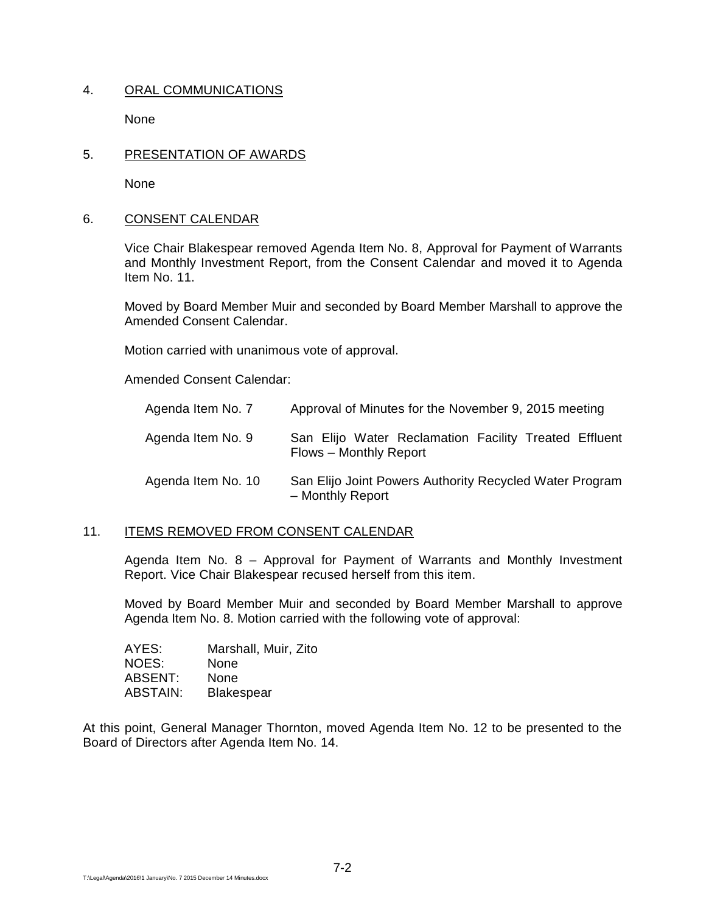## 4. ORAL COMMUNICATIONS

None

## 5. PRESENTATION OF AWARDS

None

## 6. CONSENT CALENDAR

Vice Chair Blakespear removed Agenda Item No. 8, Approval for Payment of Warrants and Monthly Investment Report, from the Consent Calendar and moved it to Agenda Item No. 11.

Moved by Board Member Muir and seconded by Board Member Marshall to approve the Amended Consent Calendar.

Motion carried with unanimous vote of approval.

Amended Consent Calendar:

| | |
|---|---|
| Agenda Item No. 7 | Approval of Minutes for the November 9, 2015 meeting |
| Agenda Item No. 9 | San Elijo Water Reclamation Facility Treated Effluent Flows – Monthly Report |
| Agenda Item No. 10 | San Elijo Joint Powers Authority Recycled Water Program – Monthly Report |

## 11. ITEMS REMOVED FROM CONSENT CALENDAR

Agenda Item No. 8 – Approval for Payment of Warrants and Monthly Investment Report. Vice Chair Blakespear recused herself from this item.

Moved by Board Member Muir and seconded by Board Member Marshall to approve Agenda Item No. 8. Motion carried with the following vote of approval:

| | |
|---|---|
| AYES: | Marshall, Muir, Zito |
| NOES: | None |
| ABSENT: | None |
| ABSTAIN: | Blakespear |

At this point, General Manager Thornton, moved Agenda Item No. 12 to be presented to the Board of Directors after Agenda Item No. 14.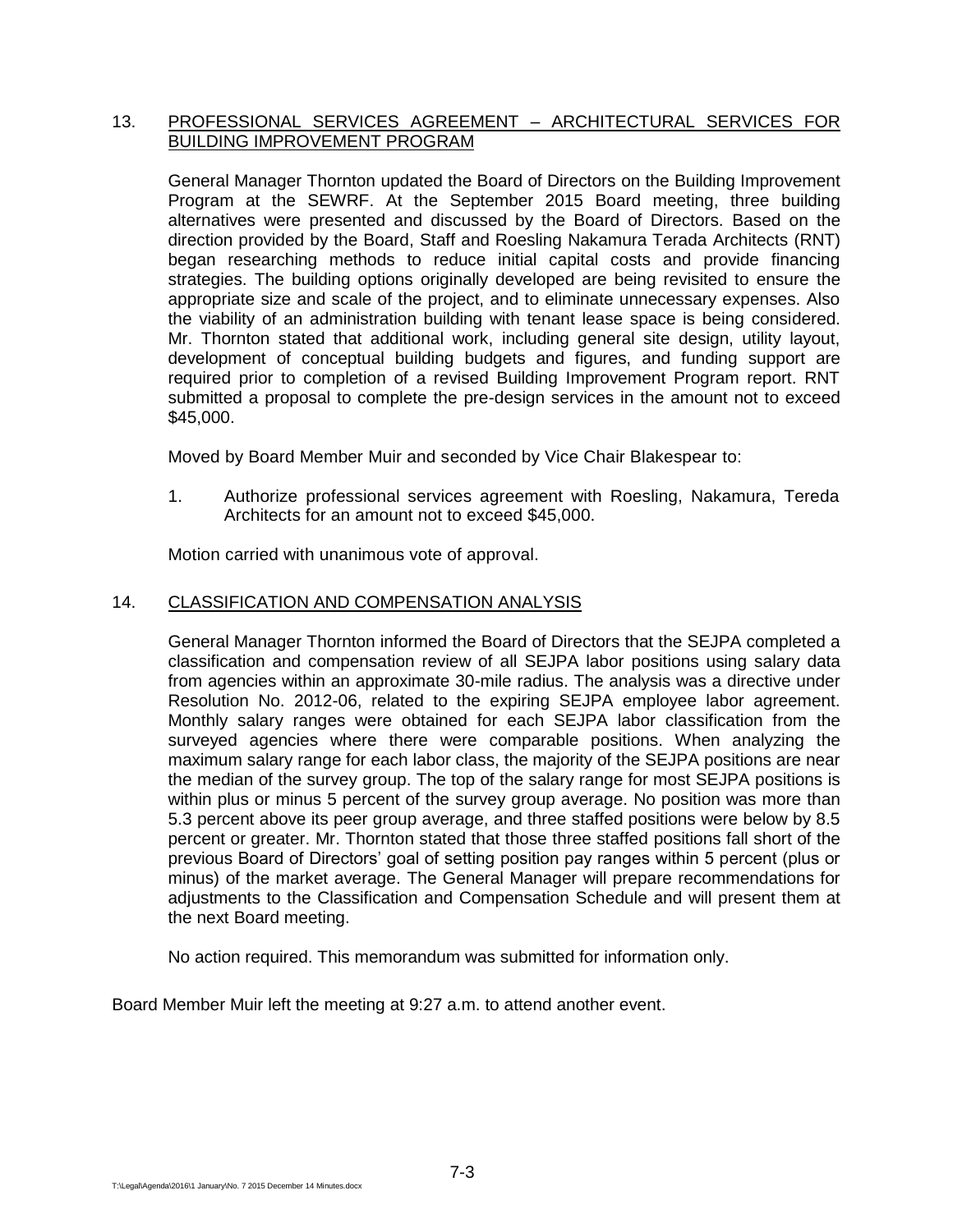13. <u>PROFESSIONAL SERVICES AGREEMENT – ARCHITECTURAL SERVICES FOR BUILDING IMPROVEMENT PROGRAM</u>

    General Manager Thornton updated the Board of Directors on the Building Improvement Program at the SEWRF. At the September 2015 Board meeting, three building alternatives were presented and discussed by the Board of Directors. Based on the direction provided by the Board, Staff and Roesling Nakamura Terada Architects (RNT) began researching methods to reduce initial capital costs and provide financing strategies. The building options originally developed are being revisited to ensure the appropriate size and scale of the project, and to eliminate unnecessary expenses. Also the viability of an administration building with tenant lease space is being considered. Mr. Thornton stated that additional work, including general site design, utility layout, development of conceptual building budgets and figures, and funding support are required prior to completion of a revised Building Improvement Program report. RNT submitted a proposal to complete the pre-design services in the amount not to exceed $45,000.

    Moved by Board Member Muir and seconded by Vice Chair Blakespear to:

    1. Authorize professional services agreement with Roesling, Nakamura, Tereda Architects for an amount not to exceed $45,000.

    Motion carried with unanimous vote of approval.

14. <u>CLASSIFICATION AND COMPENSATION ANALYSIS</u>

    General Manager Thornton informed the Board of Directors that the SEJPA completed a classification and compensation review of all SEJPA labor positions using salary data from agencies within an approximate 30-mile radius. The analysis was a directive under Resolution No. 2012-06, related to the expiring SEJPA employee labor agreement. Monthly salary ranges were obtained for each SEJPA labor classification from the surveyed agencies where there were comparable positions. When analyzing the maximum salary range for each labor class, the majority of the SEJPA positions are near the median of the survey group. The top of the salary range for most SEJPA positions is within plus or minus 5 percent of the survey group average. No position was more than 5.3 percent above its peer group average, and three staffed positions were below by 8.5 percent or greater. Mr. Thornton stated that those three staffed positions fall short of the previous Board of Directors' goal of setting position pay ranges within 5 percent (plus or minus) of the market average. The General Manager will prepare recommendations for adjustments to the Classification and Compensation Schedule and will present them at the next Board meeting.

    No action required. This memorandum was submitted for information only.

Board Member Muir left the meeting at 9:27 a.m. to attend another event.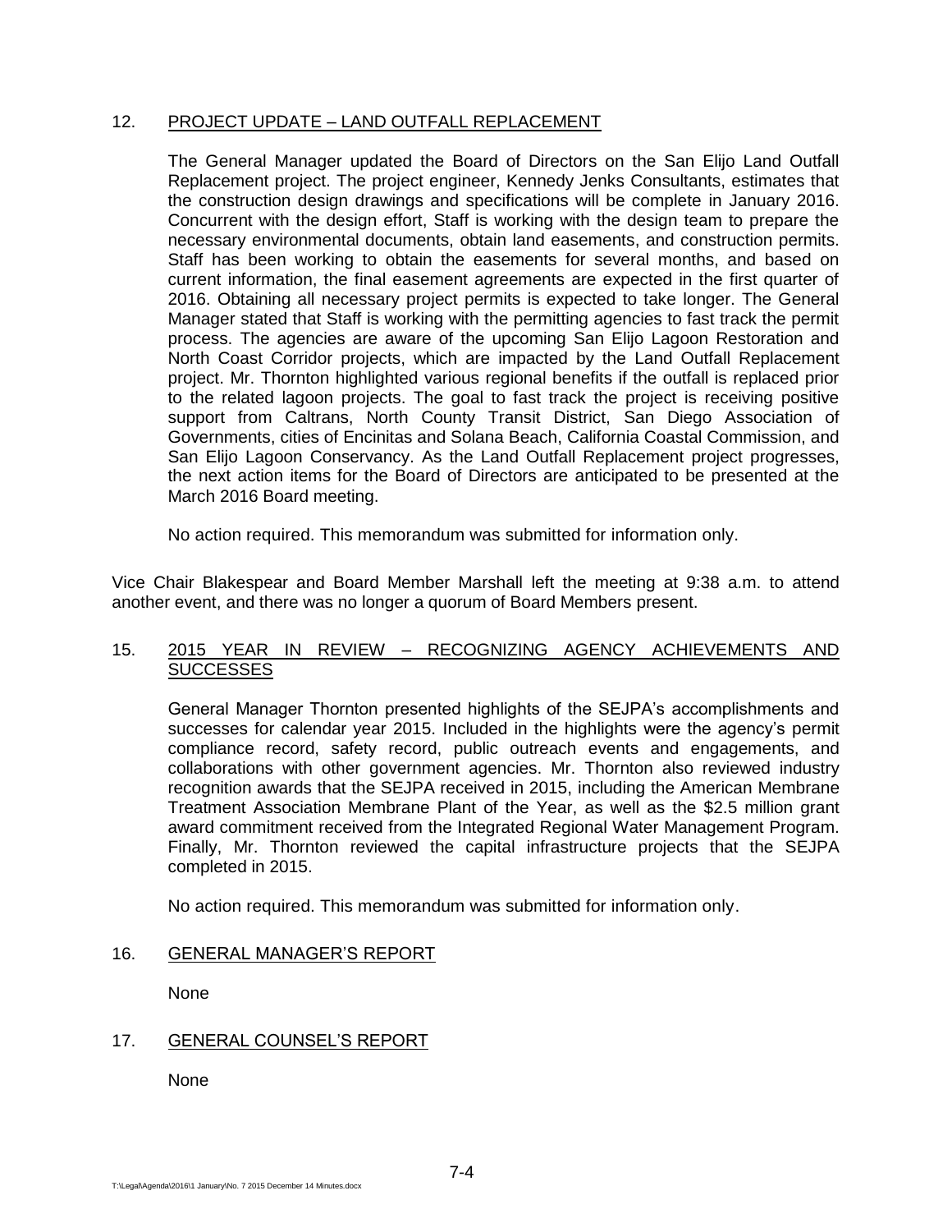12. PROJECT UPDATE – LAND OUTFALL REPLACEMENT

The General Manager updated the Board of Directors on the San Elijo Land Outfall Replacement project. The project engineer, Kennedy Jenks Consultants, estimates that the construction design drawings and specifications will be complete in January 2016. Concurrent with the design effort, Staff is working with the design team to prepare the necessary environmental documents, obtain land easements, and construction permits. Staff has been working to obtain the easements for several months, and based on current information, the final easement agreements are expected in the first quarter of 2016. Obtaining all necessary project permits is expected to take longer. The General Manager stated that Staff is working with the permitting agencies to fast track the permit process. The agencies are aware of the upcoming San Elijo Lagoon Restoration and North Coast Corridor projects, which are impacted by the Land Outfall Replacement project. Mr. Thornton highlighted various regional benefits if the outfall is replaced prior to the related lagoon projects. The goal to fast track the project is receiving positive support from Caltrans, North County Transit District, San Diego Association of Governments, cities of Encinitas and Solana Beach, California Coastal Commission, and San Elijo Lagoon Conservancy. As the Land Outfall Replacement project progresses, the next action items for the Board of Directors are anticipated to be presented at the March 2016 Board meeting.

No action required. This memorandum was submitted for information only.

Vice Chair Blakespear and Board Member Marshall left the meeting at 9:38 a.m. to attend another event, and there was no longer a quorum of Board Members present.

15. 2015 YEAR IN REVIEW – RECOGNIZING AGENCY ACHIEVEMENTS AND SUCCESSES

General Manager Thornton presented highlights of the SEJPA's accomplishments and successes for calendar year 2015. Included in the highlights were the agency's permit compliance record, safety record, public outreach events and engagements, and collaborations with other government agencies. Mr. Thornton also reviewed industry recognition awards that the SEJPA received in 2015, including the American Membrane Treatment Association Membrane Plant of the Year, as well as the $2.5 million grant award commitment received from the Integrated Regional Water Management Program. Finally, Mr. Thornton reviewed the capital infrastructure projects that the SEJPA completed in 2015.

No action required. This memorandum was submitted for information only.

16. GENERAL MANAGER'S REPORT

None

17. GENERAL COUNSEL'S REPORT

None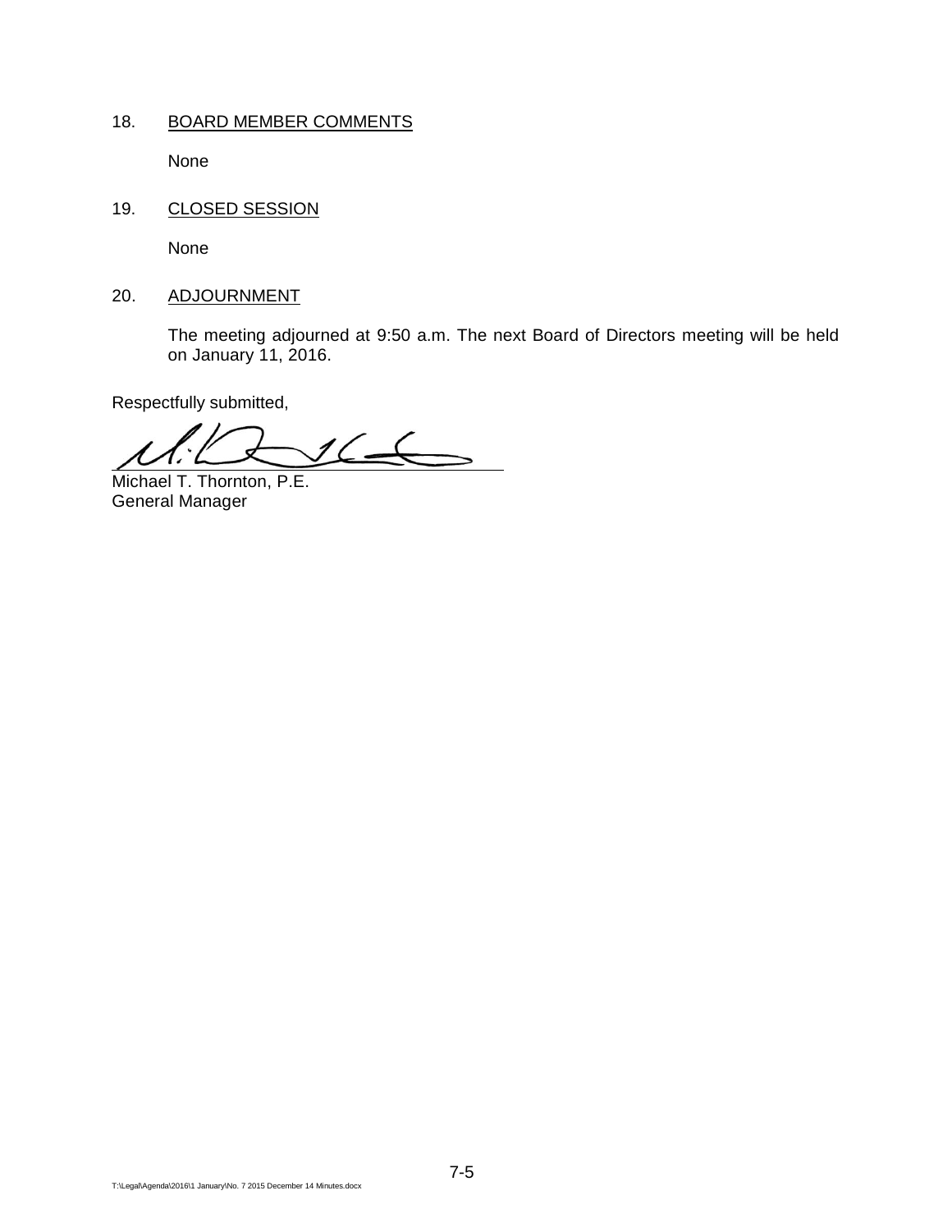18. BOARD MEMBER COMMENTS

None

19. CLOSED SESSION

None

20. ADJOURNMENT

The meeting adjourned at 9:50 a.m. The next Board of Directors meeting will be held on January 11, 2016.

Respectfully submitted,

Michael T. Thornton, P.E.
General Manager

T:\Legal\Agenda\2016\1 January\No. 7 2015 December 14 Minutes.docx